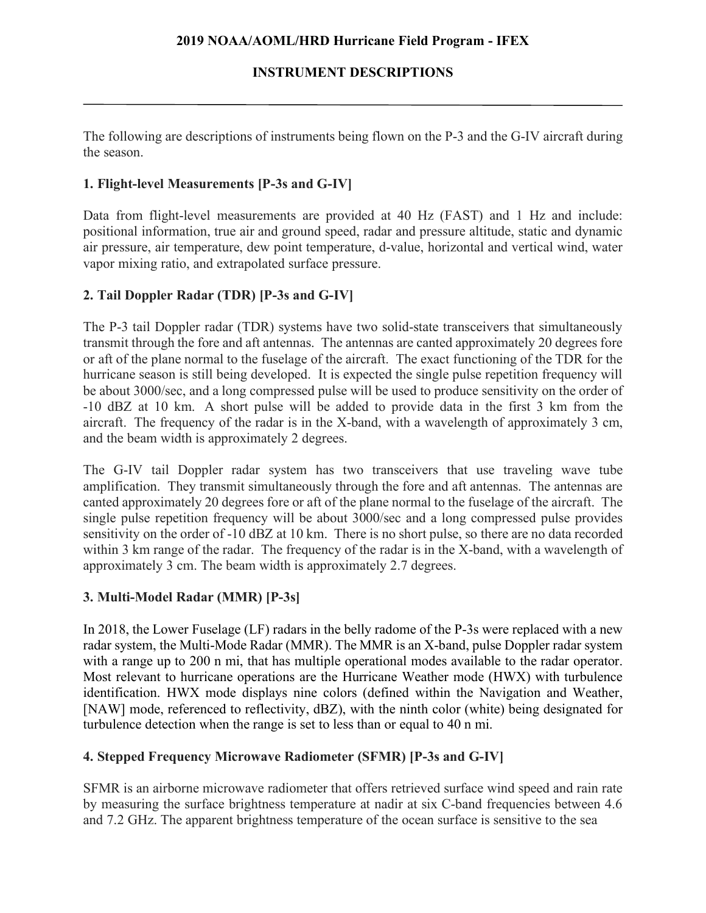# 2019 NOAA/AOML/HRD Hurricane Field Program - IFEX

## INSTRUMENT DESCRIPTIONS

---

The following are descriptions of instruments being flown on the P-3 and the G-IV aircraft during the season.

### 1. Flight-level Measurements [P-3s and G-IV]

Data from flight-level measurements are provided at 40 Hz (FAST) and 1 Hz and include: positional information, true air and ground speed, radar and pressure altitude, static and dynamic air pressure, air temperature, dew point temperature, d-value, horizontal and vertical wind, water vapor mixing ratio, and extrapolated surface pressure.

### 2. Tail Doppler Radar (TDR) [P-3s and G-IV]

The P-3 tail Doppler radar (TDR) systems have two solid-state transceivers that simultaneously transmit through the fore and aft antennas. The antennas are canted approximately 20 degrees fore or aft of the plane normal to the fuselage of the aircraft. The exact functioning of the TDR for the hurricane season is still being developed. It is expected the single pulse repetition frequency will be about 3000/sec, and a long compressed pulse will be used to produce sensitivity on the order of -10 dBZ at 10 km. A short pulse will be added to provide data in the first 3 km from the aircraft. The frequency of the radar is in the X-band, with a wavelength of approximately 3 cm, and the beam width is approximately 2 degrees.

The G-IV tail Doppler radar system has two transceivers that use traveling wave tube amplification. They transmit simultaneously through the fore and aft antennas. The antennas are canted approximately 20 degrees fore or aft of the plane normal to the fuselage of the aircraft. The single pulse repetition frequency will be about 3000/sec and a long compressed pulse provides sensitivity on the order of -10 dBZ at 10 km. There is no short pulse, so there are no data recorded within 3 km range of the radar. The frequency of the radar is in the X-band, with a wavelength of approximately 3 cm. The beam width is approximately 2.7 degrees.

### 3. Multi-Model Radar (MMR) [P-3s]

In 2018, the Lower Fuselage (LF) radars in the belly radome of the P-3s were replaced with a new radar system, the Multi-Mode Radar (MMR). The MMR is an X-band, pulse Doppler radar system with a range up to 200 n mi, that has multiple operational modes available to the radar operator. Most relevant to hurricane operations are the Hurricane Weather mode (HWX) with turbulence identification. HWX mode displays nine colors (defined within the Navigation and Weather, [NAW] mode, referenced to reflectivity, dBZ), with the ninth color (white) being designated for turbulence detection when the range is set to less than or equal to 40 n mi.

### 4. Stepped Frequency Microwave Radiometer (SFMR) [P-3s and G-IV]

SFMR is an airborne microwave radiometer that offers retrieved surface wind speed and rain rate by measuring the surface brightness temperature at nadir at six C-band frequencies between 4.6 and 7.2 GHz. The apparent brightness temperature of the ocean surface is sensitive to the sea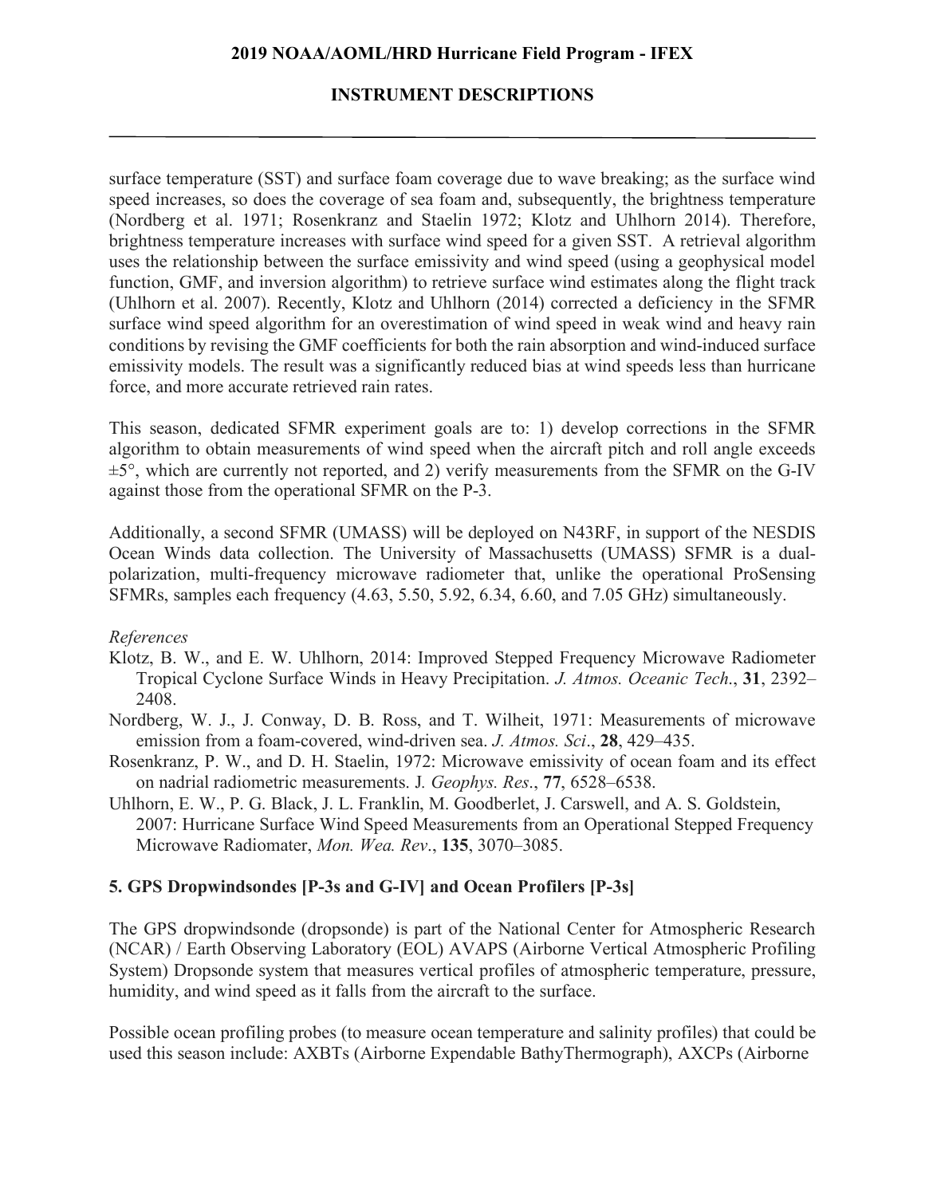surface temperature (SST) and surface foam coverage due to wave breaking; as the surface wind speed increases, so does the coverage of sea foam and, subsequently, the brightness temperature (Nordberg et al. 1971; Rosenkranz and Staelin 1972; Klotz and Uhlhorn 2014). Therefore, brightness temperature increases with surface wind speed for a given SST. A retrieval algorithm uses the relationship between the surface emissivity and wind speed (using a geophysical model function, GMF, and inversion algorithm) to retrieve surface wind estimates along the flight track (Uhlhorn et al. 2007). Recently, Klotz and Uhlhorn (2014) corrected a deficiency in the SFMR surface wind speed algorithm for an overestimation of wind speed in weak wind and heavy rain conditions by revising the GMF coefficients for both the rain absorption and wind-induced surface emissivity models. The result was a significantly reduced bias at wind speeds less than hurricane force, and more accurate retrieved rain rates.

This season, dedicated SFMR experiment goals are to: 1) develop corrections in the SFMR algorithm to obtain measurements of wind speed when the aircraft pitch and roll angle exceeds ±5°, which are currently not reported, and 2) verify measurements from the SFMR on the G-IV against those from the operational SFMR on the P-3.

Additionally, a second SFMR (UMASS) will be deployed on N43RF, in support of the NESDIS Ocean Winds data collection. The University of Massachusetts (UMASS) SFMR is a dual-polarization, multi-frequency microwave radiometer that, unlike the operational ProSensing SFMRs, samples each frequency (4.63, 5.50, 5.92, 6.34, 6.60, and 7.05 GHz) simultaneously.

*References*

Klotz, B. W., and E. W. Uhlhorn, 2014: Improved Stepped Frequency Microwave Radiometer Tropical Cyclone Surface Winds in Heavy Precipitation. *J. Atmos. Oceanic Tech.*, **31**, 2392–2408.

Nordberg, W. J., J. Conway, D. B. Ross, and T. Wilheit, 1971: Measurements of microwave emission from a foam-covered, wind-driven sea. *J. Atmos. Sci*., **28**, 429–435.

Rosenkranz, P. W., and D. H. Staelin, 1972: Microwave emissivity of ocean foam and its effect on nadrial radiometric measurements. J*. Geophys. Res*., **77**, 6528–6538.

Uhlhorn, E. W., P. G. Black, J. L. Franklin, M. Goodberlet, J. Carswell, and A. S. Goldstein, 2007: Hurricane Surface Wind Speed Measurements from an Operational Stepped Frequency Microwave Radiomater, *Mon. Wea. Rev*., **135**, 3070–3085.

## 5. GPS Dropwindsondes [P-3s and G-IV] and Ocean Profilers [P-3s]

The GPS dropwindsonde (dropsonde) is part of the National Center for Atmospheric Research (NCAR) / Earth Observing Laboratory (EOL) AVAPS (Airborne Vertical Atmospheric Profiling System) Dropsonde system that measures vertical profiles of atmospheric temperature, pressure, humidity, and wind speed as it falls from the aircraft to the surface.

Possible ocean profiling probes (to measure ocean temperature and salinity profiles) that could be used this season include: AXBTs (Airborne Expendable BathyThermograph), AXCPs (Airborne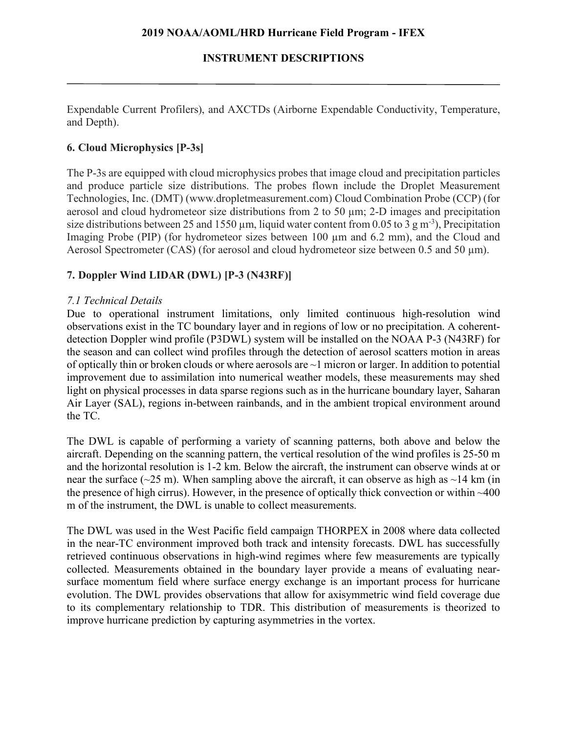Expendable Current Profilers), and AXCTDs (Airborne Expendable Conductivity, Temperature, and Depth).

### 6. Cloud Microphysics [P-3s]

The P-3s are equipped with cloud microphysics probes that image cloud and precipitation particles and produce particle size distributions. The probes flown include the Droplet Measurement Technologies, Inc. (DMT) (www.dropletmeasurement.com) Cloud Combination Probe (CCP) (for aerosol and cloud hydrometeor size distributions from 2 to 50 µm; 2-D images and precipitation size distributions between 25 and 1550 µm, liquid water content from 0.05 to 3 g $m^{-3}$), Precipitation Imaging Probe (PIP) (for hydrometeor sizes between 100 µm and 6.2 mm), and the Cloud and Aerosol Spectrometer (CAS) (for aerosol and cloud hydrometeor size between 0.5 and 50 µm).

### 7. Doppler Wind LIDAR (DWL) [P-3 (N43RF)]

#### *7.1 Technical Details*

Due to operational instrument limitations, only limited continuous high-resolution wind observations exist in the TC boundary layer and in regions of low or no precipitation. A coherent-detection Doppler wind profile (P3DWL) system will be installed on the NOAA P-3 (N43RF) for the season and can collect wind profiles through the detection of aerosol scatters motion in areas of optically thin or broken clouds or where aerosols are ~1 micron or larger. In addition to potential improvement due to assimilation into numerical weather models, these measurements may shed light on physical processes in data sparse regions such as in the hurricane boundary layer, Saharan Air Layer (SAL), regions in-between rainbands, and in the ambient tropical environment around the TC.

The DWL is capable of performing a variety of scanning patterns, both above and below the aircraft. Depending on the scanning pattern, the vertical resolution of the wind profiles is 25-50 m and the horizontal resolution is 1-2 km. Below the aircraft, the instrument can observe winds at or near the surface (~25 m). When sampling above the aircraft, it can observe as high as ~14 km (in the presence of high cirrus). However, in the presence of optically thick convection or within ~400 m of the instrument, the DWL is unable to collect measurements.

The DWL was used in the West Pacific field campaign THORPEX in 2008 where data collected in the near-TC environment improved both track and intensity forecasts. DWL has successfully retrieved continuous observations in high-wind regimes where few measurements are typically collected. Measurements obtained in the boundary layer provide a means of evaluating near-surface momentum field where surface energy exchange is an important process for hurricane evolution. The DWL provides observations that allow for axisymmetric wind field coverage due to its complementary relationship to TDR. This distribution of measurements is theorized to improve hurricane prediction by capturing asymmetries in the vortex.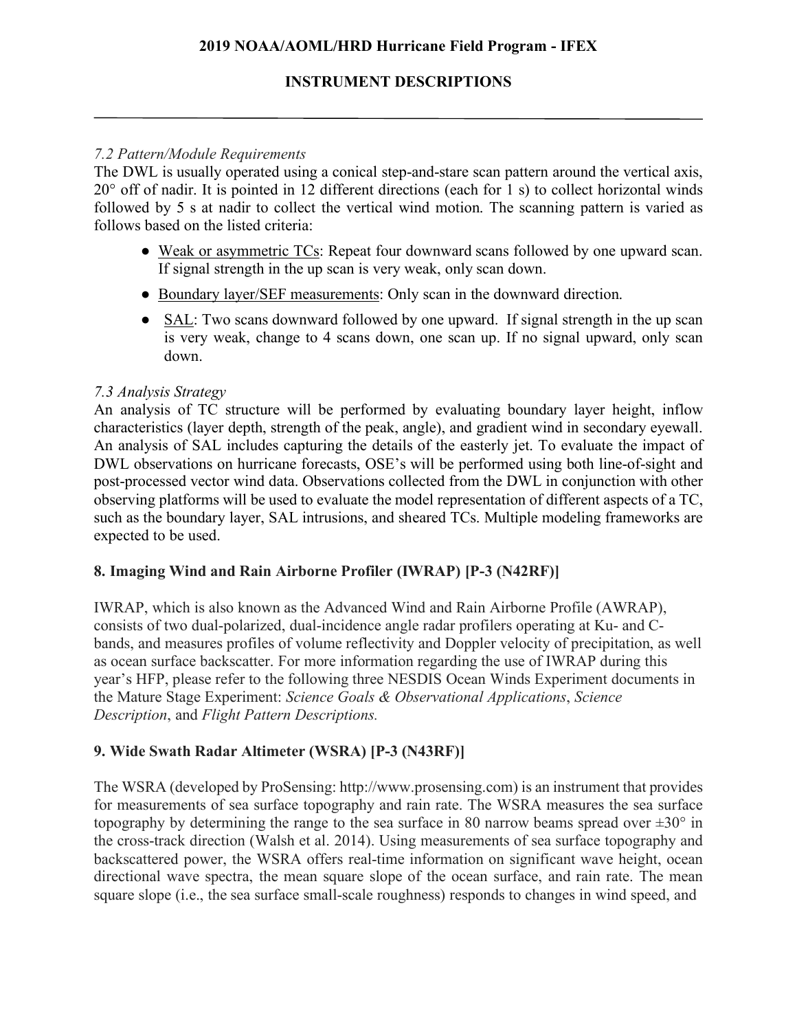*7.2 Pattern/Module Requirements*

The DWL is usually operated using a conical step-and-stare scan pattern around the vertical axis, 20° off of nadir. It is pointed in 12 different directions (each for 1 s) to collect horizontal winds followed by 5 s at nadir to collect the vertical wind motion. The scanning pattern is varied as follows based on the listed criteria:

- Weak or asymmetric TCs: Repeat four downward scans followed by one upward scan. If signal strength in the up scan is very weak, only scan down.
- Boundary layer/SEF measurements: Only scan in the downward direction.
- SAL: Two scans downward followed by one upward. If signal strength in the up scan is very weak, change to 4 scans down, one scan up. If no signal upward, only scan down.

*7.3 Analysis Strategy*

An analysis of TC structure will be performed by evaluating boundary layer height, inflow characteristics (layer depth, strength of the peak, angle), and gradient wind in secondary eyewall. An analysis of SAL includes capturing the details of the easterly jet. To evaluate the impact of DWL observations on hurricane forecasts, OSE's will be performed using both line-of-sight and post-processed vector wind data. Observations collected from the DWL in conjunction with other observing platforms will be used to evaluate the model representation of different aspects of a TC, such as the boundary layer, SAL intrusions, and sheared TCs. Multiple modeling frameworks are expected to be used.

## 8. Imaging Wind and Rain Airborne Profiler (IWRAP) [P-3 (N42RF)]

IWRAP, which is also known as the Advanced Wind and Rain Airborne Profile (AWRAP), consists of two dual-polarized, dual-incidence angle radar profilers operating at Ku- and C-bands, and measures profiles of volume reflectivity and Doppler velocity of precipitation, as well as ocean surface backscatter. For more information regarding the use of IWRAP during this year's HFP, please refer to the following three NESDIS Ocean Winds Experiment documents in the Mature Stage Experiment: *Science Goals & Observational Applications*, *Science Description*, and *Flight Pattern Descriptions.*

## 9. Wide Swath Radar Altimeter (WSRA) [P-3 (N43RF)]

The WSRA (developed by ProSensing: http://www.prosensing.com) is an instrument that provides for measurements of sea surface topography and rain rate. The WSRA measures the sea surface topography by determining the range to the sea surface in 80 narrow beams spread over ±30° in the cross-track direction (Walsh et al. 2014). Using measurements of sea surface topography and backscattered power, the WSRA offers real-time information on significant wave height, ocean directional wave spectra, the mean square slope of the ocean surface, and rain rate. The mean square slope (i.e., the sea surface small-scale roughness) responds to changes in wind speed, and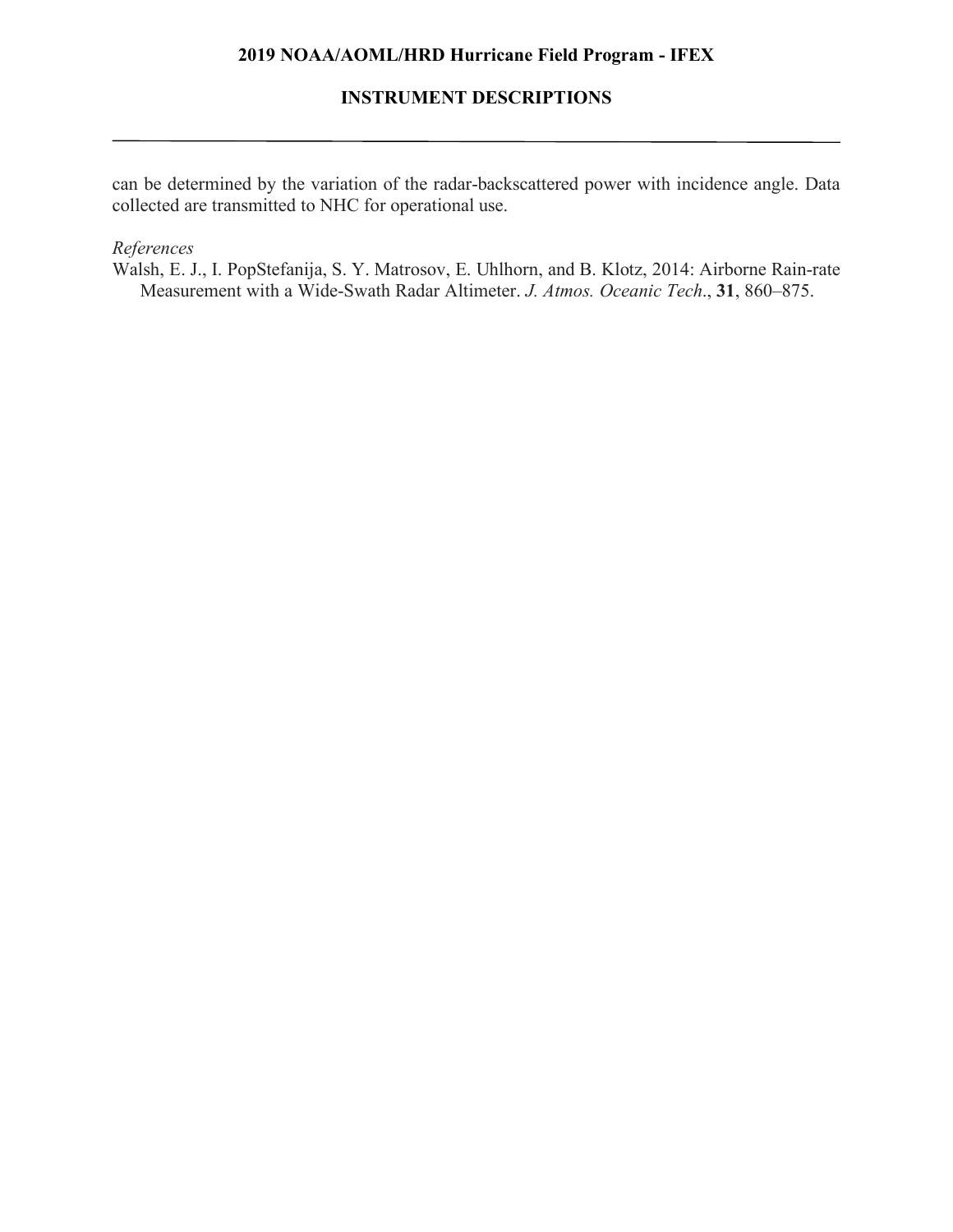can be determined by the variation of the radar-backscattered power with incidence angle. Data collected are transmitted to NHC for operational use.

*References*

Walsh, E. J., I. PopStefanija, S. Y. Matrosov, E. Uhlhorn, and B. Klotz, 2014: Airborne Rain-rate Measurement with a Wide-Swath Radar Altimeter. *J. Atmos. Oceanic Tech*., **31**, 860–875.